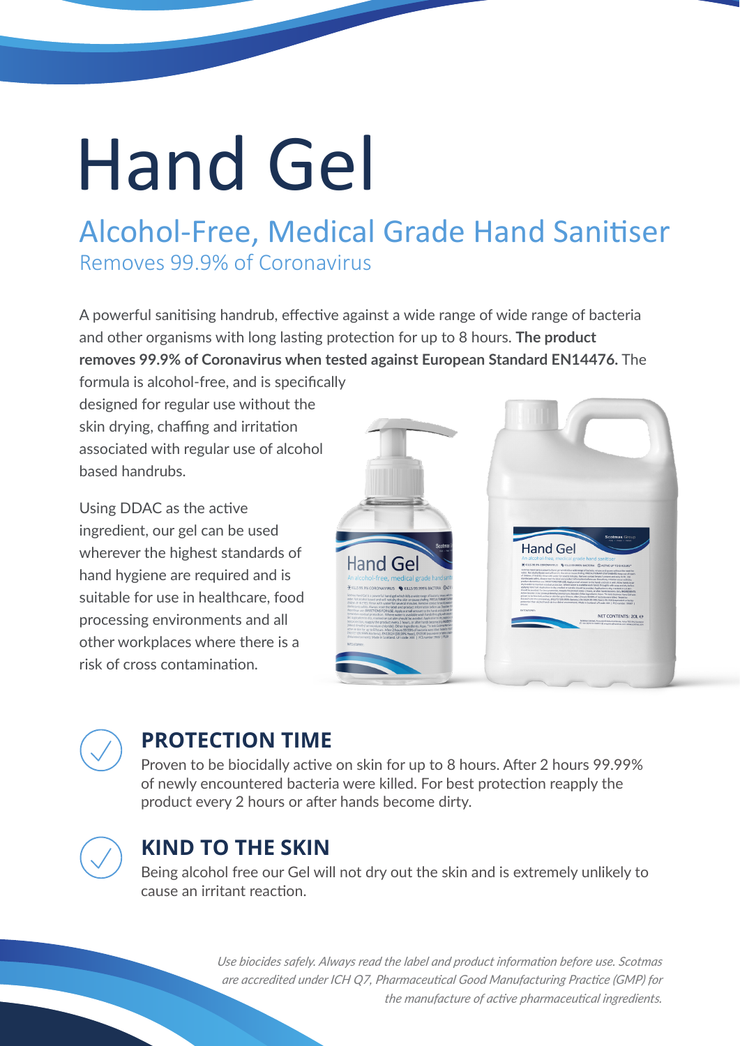# Hand Gel

## Alcohol-Free, Medical Grade Hand Sanitiser

### Removes 99.9% of Coronavirus

A powerful sanitising handrub, effective against a wide range of wide range of bacteria and other organisms with long lasting protection for up to 8 hours. **The product removes 99.9% of Coronavirus when tested against European Standard EN14476.** The formula is alcohol-free, and is specifically designed for regular use without the skin drying, chaffing and irritation associated with regular use of alcohol based handrubs.

Using DDAC as the active ingredient, our gel can be used wherever the highest standards of hand hygiene are required and is suitable for use in healthcare, food processing environments and all other workplaces where there is a risk of cross contamination.

## PROTECTION TIME

Proven to be biocidally active on skin for up to 8 hours. After 2 hours 99.99% of newly encountered bacteria were killed. For best protection reapply the product every 2 hours or after hands become dirty.

## KIND TO THE SKIN

Being alcohol free our Gel will not dry out the skin and is extremely unlikely to cause an irritant reaction.

*Use biocides safely. Always read the label and product information before use. Scotmas are accredited under ICH Q7, Pharmaceutical Good Manufacturing Practice (GMP) for the manufacture of active pharmaceutical ingredients.*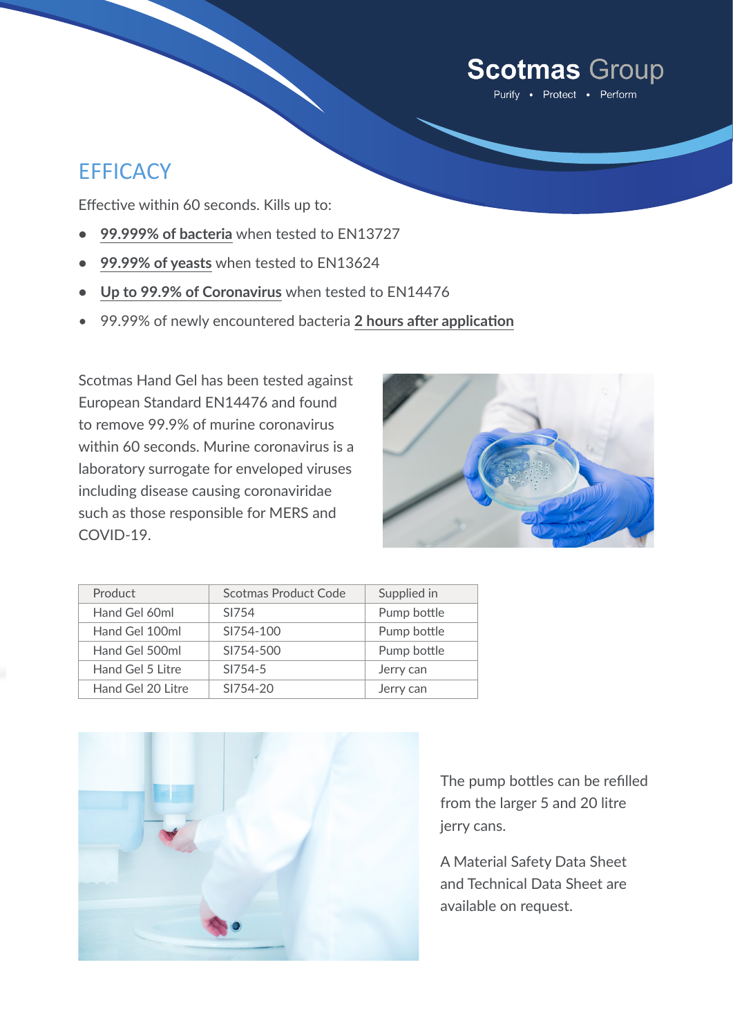## EFFICACY

Effective within 60 seconds. Kills up to:

- **99.999% of bacteria** when tested to EN13727
- **99.99% of yeasts** when tested to EN13624
- **Up to 99.9% of Coronavirus** when tested to EN14476
- 99.99% of newly encountered bacteria **2 hours after application**

Scotmas Hand Gel has been tested against European Standard EN14476 and found to remove 99.9% of murine coronavirus within 60 seconds. Murine coronavirus is a laboratory surrogate for enveloped viruses including disease causing coronaviridae such as those responsible for MERS and COVID-19.

| Product | Scotmas Product Code | Supplied in |
|---|---|---|
| Hand Gel 60ml | SI754 | Pump bottle |
| Hand Gel 100ml | SI754-100 | Pump bottle |
| Hand Gel 500ml | SI754-500 | Pump bottle |
| Hand Gel 5 Litre | SI754-5 | Jerry can |
| Hand Gel 20 Litre | SI754-20 | Jerry can |

The pump bottles can be refilled from the larger 5 and 20 litre jerry cans.

A Material Safety Data Sheet and Technical Data Sheet are available on request.